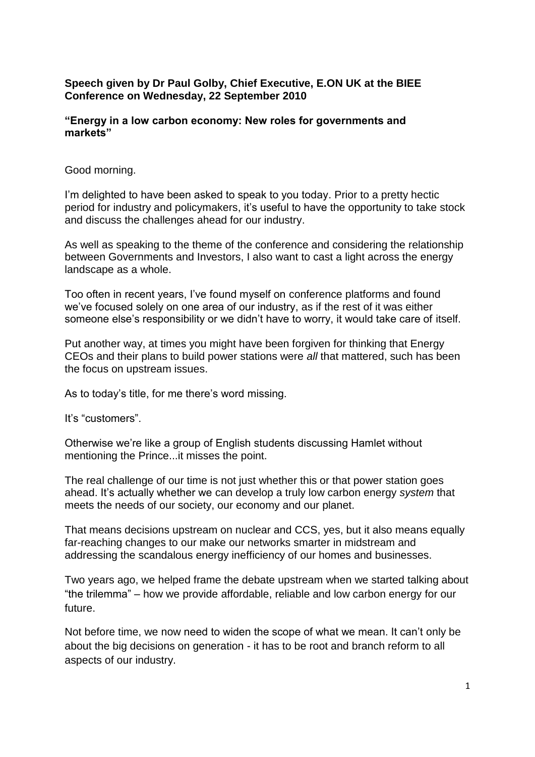**Speech given by Dr Paul Golby, Chief Executive, E.ON UK at the BIEE Conference on Wednesday, 22 September 2010**

**"Energy in a low carbon economy: New roles for governments and markets"**

Good morning.

I'm delighted to have been asked to speak to you today. Prior to a pretty hectic period for industry and policymakers, it's useful to have the opportunity to take stock and discuss the challenges ahead for our industry.

As well as speaking to the theme of the conference and considering the relationship between Governments and Investors, I also want to cast a light across the energy landscape as a whole.

Too often in recent years, I've found myself on conference platforms and found we've focused solely on one area of our industry, as if the rest of it was either someone else's responsibility or we didn't have to worry, it would take care of itself.

Put another way, at times you might have been forgiven for thinking that Energy CEOs and their plans to build power stations were *all* that mattered, such has been the focus on upstream issues.

As to today's title, for me there's word missing.

It's "customers".

Otherwise we're like a group of English students discussing Hamlet without mentioning the Prince...it misses the point.

The real challenge of our time is not just whether this or that power station goes ahead. It's actually whether we can develop a truly low carbon energy *system* that meets the needs of our society, our economy and our planet.

That means decisions upstream on nuclear and CCS, yes, but it also means equally far-reaching changes to our make our networks smarter in midstream and addressing the scandalous energy inefficiency of our homes and businesses.

Two years ago, we helped frame the debate upstream when we started talking about "the trilemma" – how we provide affordable, reliable and low carbon energy for our future.

Not before time, we now need to widen the scope of what we mean. It can't only be about the big decisions on generation - it has to be root and branch reform to all aspects of our industry.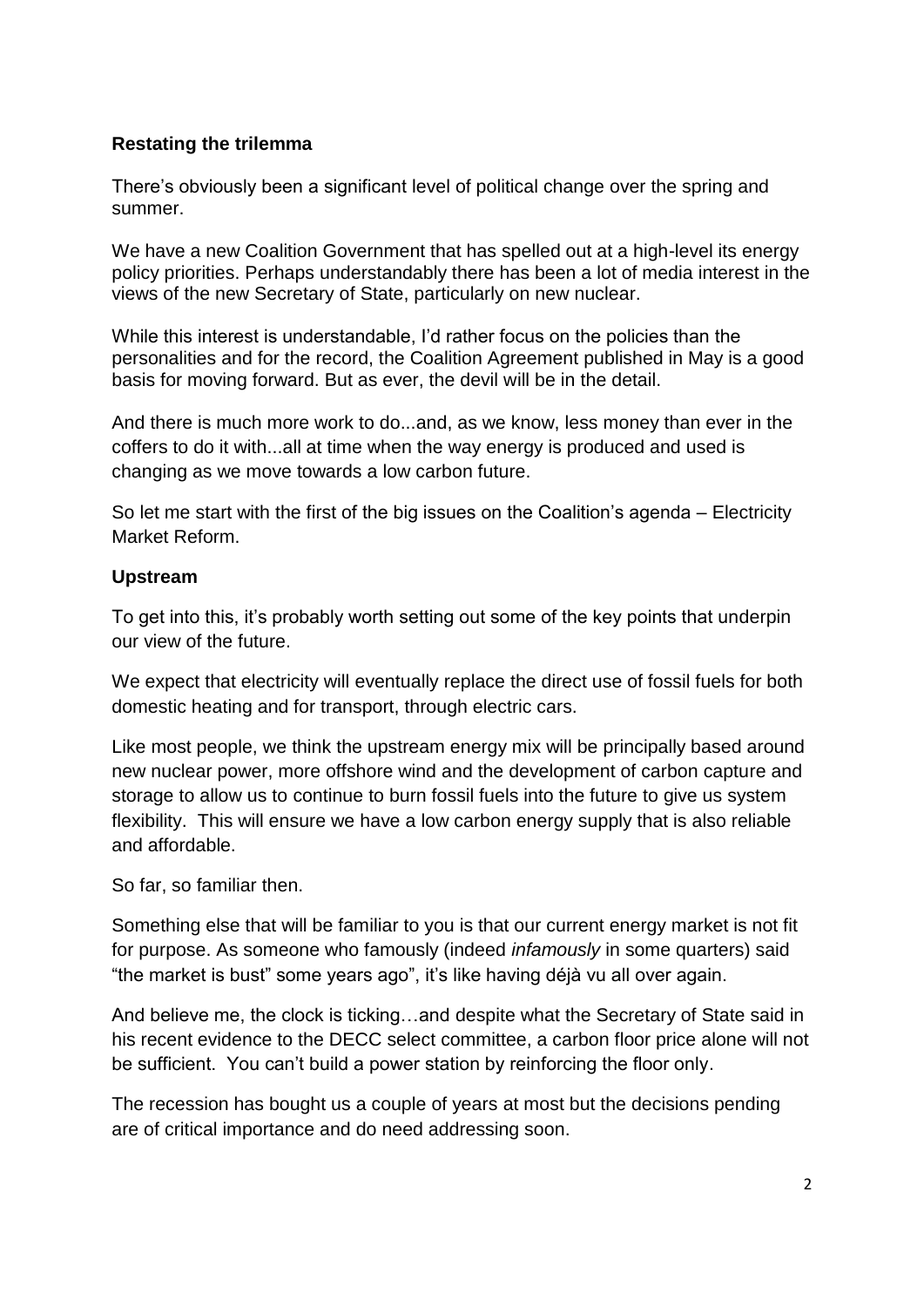**Restating the trilemma**

There's obviously been a significant level of political change over the spring and summer.

We have a new Coalition Government that has spelled out at a high-level its energy policy priorities. Perhaps understandably there has been a lot of media interest in the views of the new Secretary of State, particularly on new nuclear.

While this interest is understandable, I'd rather focus on the policies than the personalities and for the record, the Coalition Agreement published in May is a good basis for moving forward. But as ever, the devil will be in the detail.

And there is much more work to do...and, as we know, less money than ever in the coffers to do it with...all at time when the way energy is produced and used is changing as we move towards a low carbon future.

So let me start with the first of the big issues on the Coalition's agenda – Electricity Market Reform.

**Upstream**

To get into this, it's probably worth setting out some of the key points that underpin our view of the future.

We expect that electricity will eventually replace the direct use of fossil fuels for both domestic heating and for transport, through electric cars.

Like most people, we think the upstream energy mix will be principally based around new nuclear power, more offshore wind and the development of carbon capture and storage to allow us to continue to burn fossil fuels into the future to give us system flexibility. This will ensure we have a low carbon energy supply that is also reliable and affordable.

So far, so familiar then.

Something else that will be familiar to you is that our current energy market is not fit for purpose. As someone who famously (indeed *infamously* in some quarters) said "the market is bust" some years ago", it's like having déjà vu all over again.

And believe me, the clock is ticking…and despite what the Secretary of State said in his recent evidence to the DECC select committee, a carbon floor price alone will not be sufficient. You can't build a power station by reinforcing the floor only.

The recession has bought us a couple of years at most but the decisions pending are of critical importance and do need addressing soon.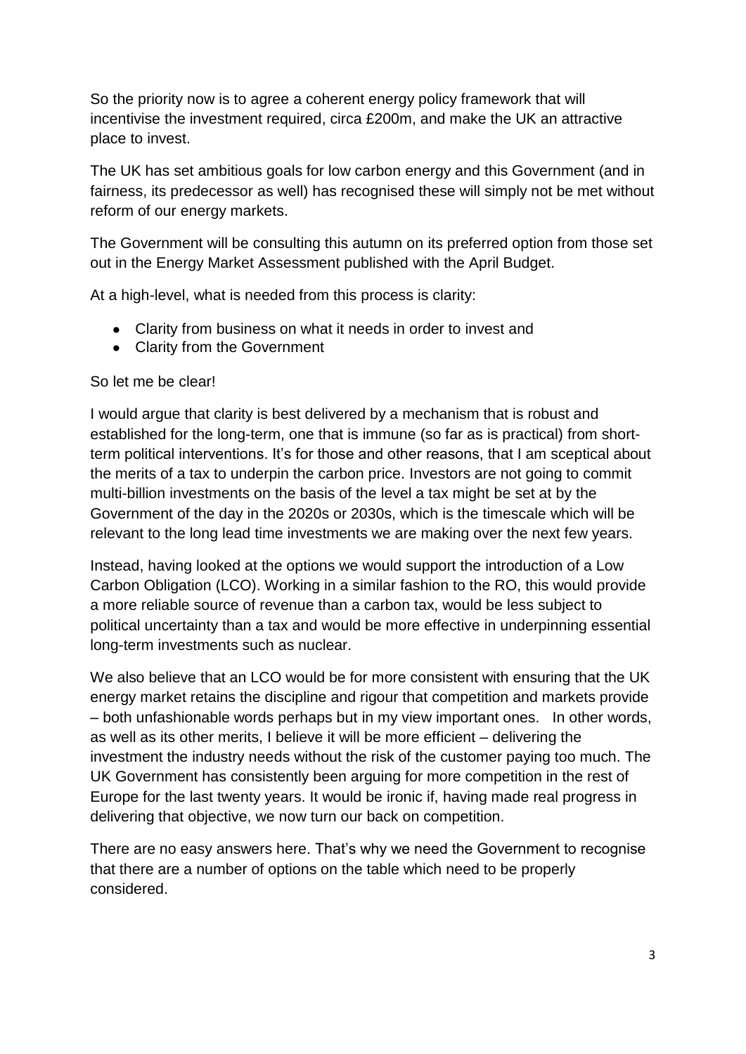So the priority now is to agree a coherent energy policy framework that will incentivise the investment required, circa £200m, and make the UK an attractive place to invest.

The UK has set ambitious goals for low carbon energy and this Government (and in fairness, its predecessor as well) has recognised these will simply not be met without reform of our energy markets.

The Government will be consulting this autumn on its preferred option from those set out in the Energy Market Assessment published with the April Budget.

At a high-level, what is needed from this process is clarity:

- Clarity from business on what it needs in order to invest and
- Clarity from the Government

So let me be clear!

I would argue that clarity is best delivered by a mechanism that is robust and established for the long-term, one that is immune (so far as is practical) from short-term political interventions. It's for those and other reasons, that I am sceptical about the merits of a tax to underpin the carbon price. Investors are not going to commit multi-billion investments on the basis of the level a tax might be set at by the Government of the day in the 2020s or 2030s, which is the timescale which will be relevant to the long lead time investments we are making over the next few years.

Instead, having looked at the options we would support the introduction of a Low Carbon Obligation (LCO). Working in a similar fashion to the RO, this would provide a more reliable source of revenue than a carbon tax, would be less subject to political uncertainty than a tax and would be more effective in underpinning essential long-term investments such as nuclear.

We also believe that an LCO would be for more consistent with ensuring that the UK energy market retains the discipline and rigour that competition and markets provide – both unfashionable words perhaps but in my view important ones.   In other words, as well as its other merits, I believe it will be more efficient – delivering the investment the industry needs without the risk of the customer paying too much. The UK Government has consistently been arguing for more competition in the rest of Europe for the last twenty years. It would be ironic if, having made real progress in delivering that objective, we now turn our back on competition.

There are no easy answers here. That's why we need the Government to recognise that there are a number of options on the table which need to be properly considered.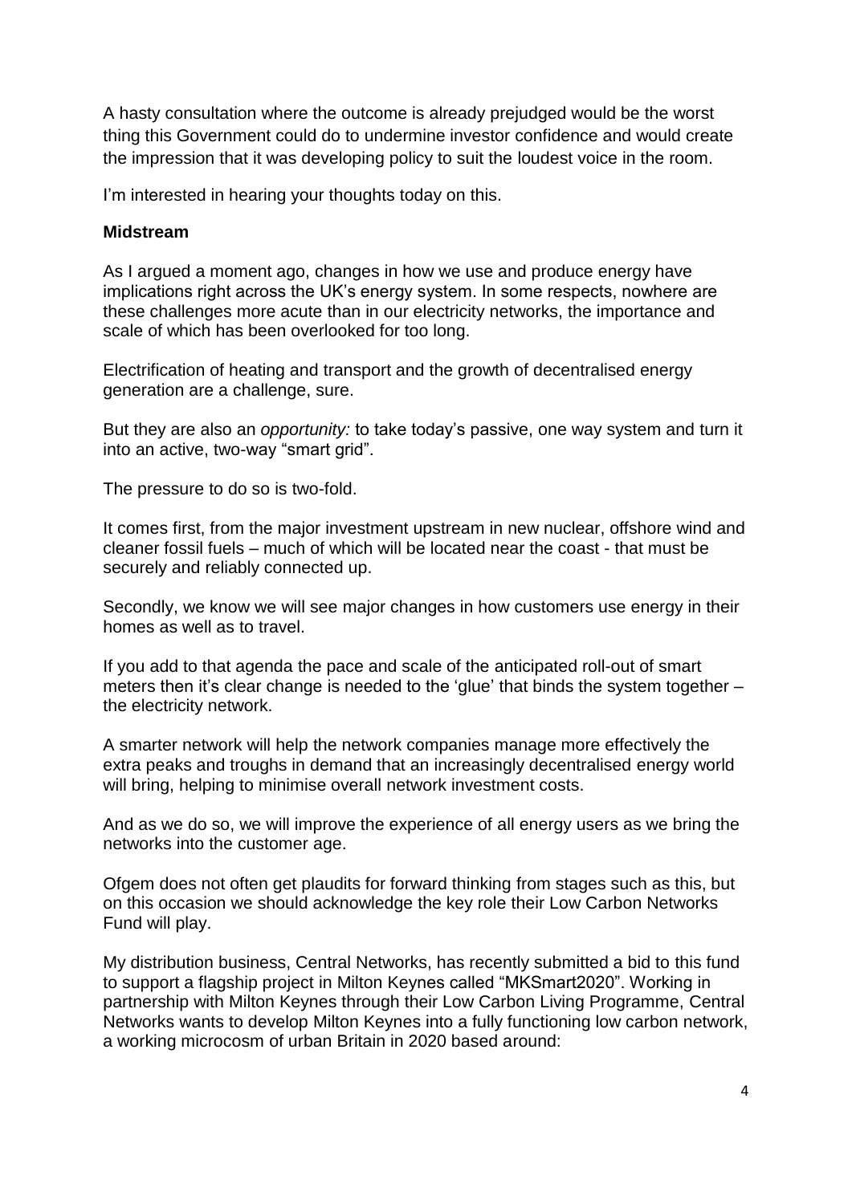A hasty consultation where the outcome is already prejudged would be the worst thing this Government could do to undermine investor confidence and would create the impression that it was developing policy to suit the loudest voice in the room.

I'm interested in hearing your thoughts today on this.

**Midstream**

As I argued a moment ago, changes in how we use and produce energy have implications right across the UK's energy system. In some respects, nowhere are these challenges more acute than in our electricity networks, the importance and scale of which has been overlooked for too long.

Electrification of heating and transport and the growth of decentralised energy generation are a challenge, sure.

But they are also an *opportunity:* to take today's passive, one way system and turn it into an active, two-way "smart grid".

The pressure to do so is two-fold.

It comes first, from the major investment upstream in new nuclear, offshore wind and cleaner fossil fuels – much of which will be located near the coast - that must be securely and reliably connected up.

Secondly, we know we will see major changes in how customers use energy in their homes as well as to travel.

If you add to that agenda the pace and scale of the anticipated roll-out of smart meters then it's clear change is needed to the 'glue' that binds the system together – the electricity network.

A smarter network will help the network companies manage more effectively the extra peaks and troughs in demand that an increasingly decentralised energy world will bring, helping to minimise overall network investment costs.

And as we do so, we will improve the experience of all energy users as we bring the networks into the customer age.

Ofgem does not often get plaudits for forward thinking from stages such as this, but on this occasion we should acknowledge the key role their Low Carbon Networks Fund will play.

My distribution business, Central Networks, has recently submitted a bid to this fund to support a flagship project in Milton Keynes called "MKSmart2020". Working in partnership with Milton Keynes through their Low Carbon Living Programme, Central Networks wants to develop Milton Keynes into a fully functioning low carbon network, a working microcosm of urban Britain in 2020 based around: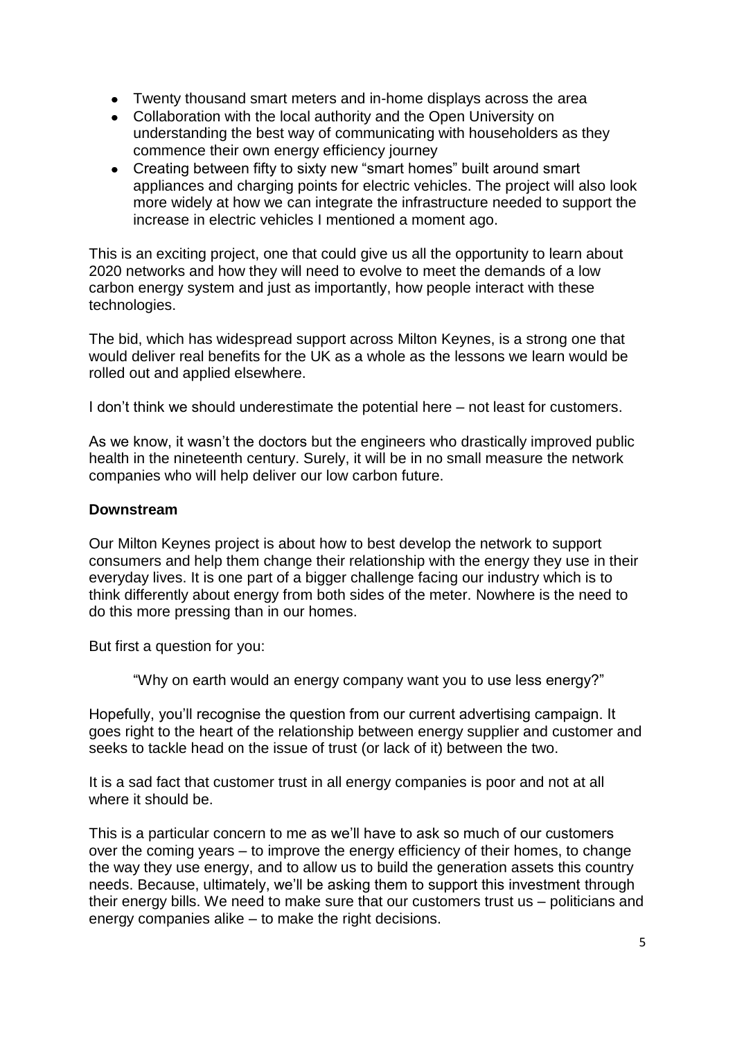- Twenty thousand smart meters and in-home displays across the area
- Collaboration with the local authority and the Open University on understanding the best way of communicating with householders as they commence their own energy efficiency journey
- Creating between fifty to sixty new "smart homes" built around smart appliances and charging points for electric vehicles. The project will also look more widely at how we can integrate the infrastructure needed to support the increase in electric vehicles I mentioned a moment ago.

This is an exciting project, one that could give us all the opportunity to learn about 2020 networks and how they will need to evolve to meet the demands of a low carbon energy system and just as importantly, how people interact with these technologies.

The bid, which has widespread support across Milton Keynes, is a strong one that would deliver real benefits for the UK as a whole as the lessons we learn would be rolled out and applied elsewhere.

I don't think we should underestimate the potential here – not least for customers.

As we know, it wasn't the doctors but the engineers who drastically improved public health in the nineteenth century. Surely, it will be in no small measure the network companies who will help deliver our low carbon future.

**Downstream**

Our Milton Keynes project is about how to best develop the network to support consumers and help them change their relationship with the energy they use in their everyday lives. It is one part of a bigger challenge facing our industry which is to think differently about energy from both sides of the meter. Nowhere is the need to do this more pressing than in our homes.

But first a question for you:

> "Why on earth would an energy company want you to use less energy?"

Hopefully, you'll recognise the question from our current advertising campaign. It goes right to the heart of the relationship between energy supplier and customer and seeks to tackle head on the issue of trust (or lack of it) between the two.

It is a sad fact that customer trust in all energy companies is poor and not at all where it should be.

This is a particular concern to me as we'll have to ask so much of our customers over the coming years – to improve the energy efficiency of their homes, to change the way they use energy, and to allow us to build the generation assets this country needs. Because, ultimately, we'll be asking them to support this investment through their energy bills. We need to make sure that our customers trust us – politicians and energy companies alike – to make the right decisions.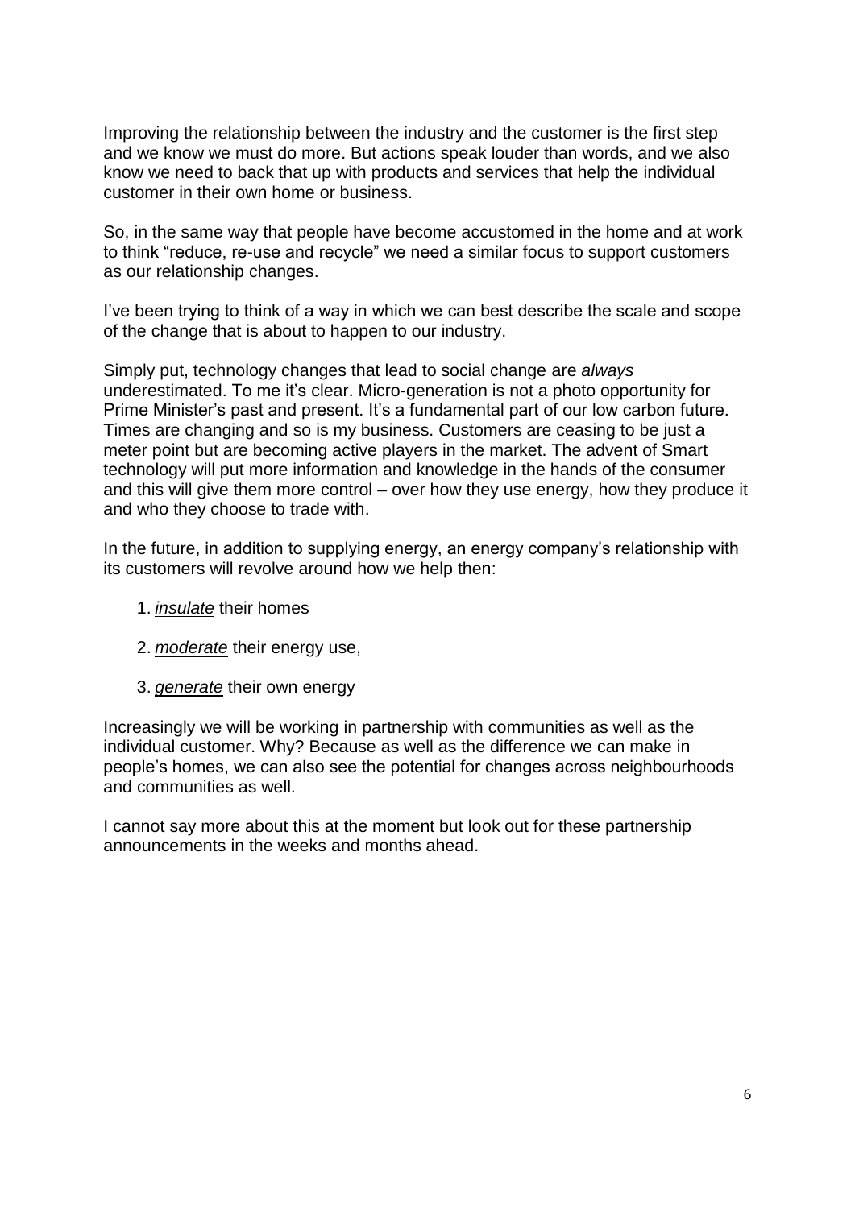Improving the relationship between the industry and the customer is the first step and we know we must do more. But actions speak louder than words, and we also know we need to back that up with products and services that help the individual customer in their own home or business.

So, in the same way that people have become accustomed in the home and at work to think "reduce, re-use and recycle" we need a similar focus to support customers as our relationship changes.

I've been trying to think of a way in which we can best describe the scale and scope of the change that is about to happen to our industry.

Simply put, technology changes that lead to social change are *always* underestimated. To me it's clear. Micro-generation is not a photo opportunity for Prime Minister's past and present. It's a fundamental part of our low carbon future. Times are changing and so is my business. Customers are ceasing to be just a meter point but are becoming active players in the market. The advent of Smart technology will put more information and knowledge in the hands of the consumer and this will give them more control – over how they use energy, how they produce it and who they choose to trade with.

In the future, in addition to supplying energy, an energy company's relationship with its customers will revolve around how we help then:

1. <u>*insulate*</u> their homes
2. <u>*moderate*</u> their energy use,
3. <u>*generate*</u> their own energy

Increasingly we will be working in partnership with communities as well as the individual customer. Why? Because as well as the difference we can make in people's homes, we can also see the potential for changes across neighbourhoods and communities as well.

I cannot say more about this at the moment but look out for these partnership announcements in the weeks and months ahead.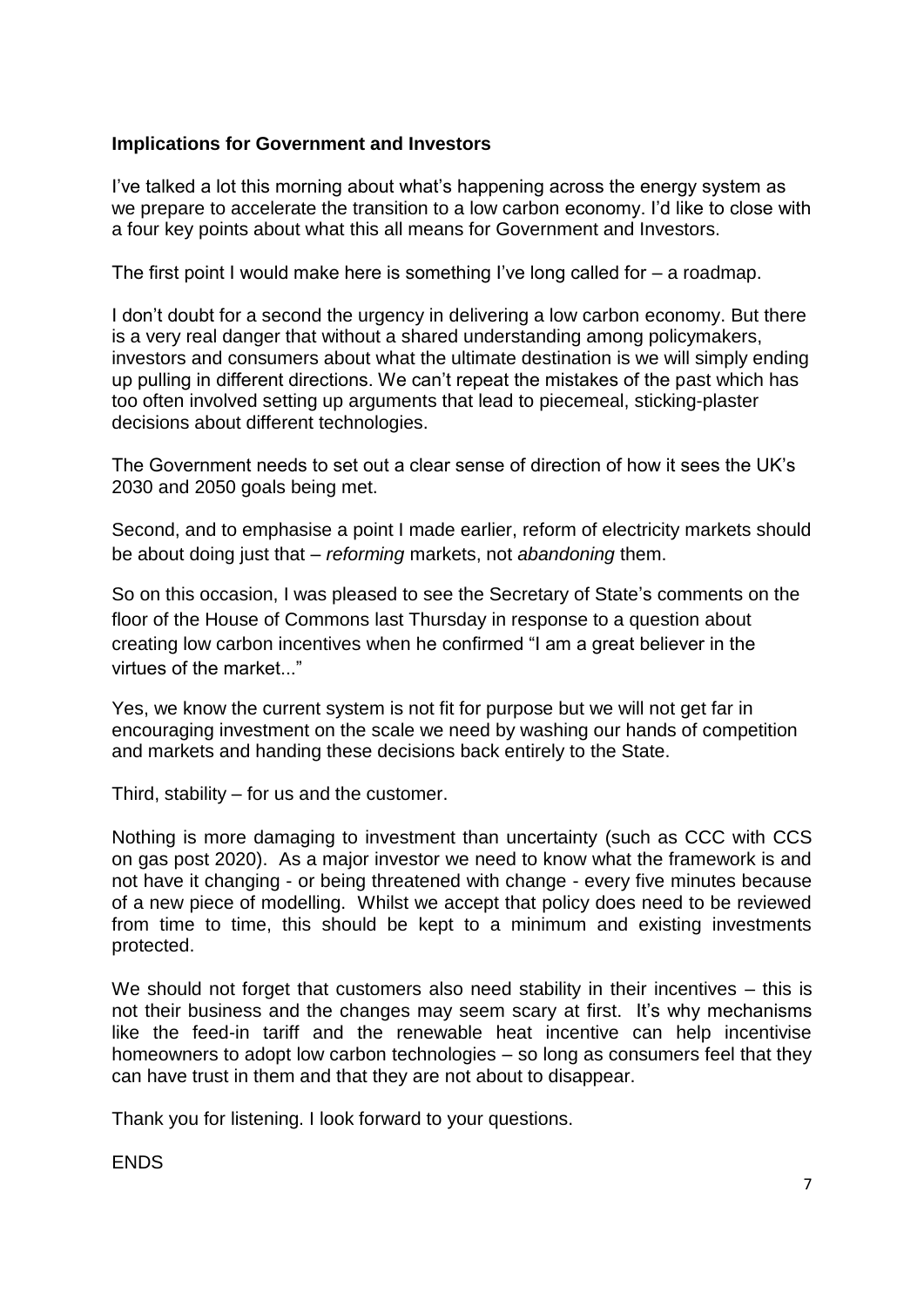**Implications for Government and Investors**

I've talked a lot this morning about what's happening across the energy system as we prepare to accelerate the transition to a low carbon economy. I'd like to close with a four key points about what this all means for Government and Investors.

The first point I would make here is something I've long called for – a roadmap.

I don't doubt for a second the urgency in delivering a low carbon economy. But there is a very real danger that without a shared understanding among policymakers, investors and consumers about what the ultimate destination is we will simply ending up pulling in different directions. We can't repeat the mistakes of the past which has too often involved setting up arguments that lead to piecemeal, sticking-plaster decisions about different technologies.

The Government needs to set out a clear sense of direction of how it sees the UK's 2030 and 2050 goals being met.

Second, and to emphasise a point I made earlier, reform of electricity markets should be about doing just that – *reforming* markets, not *abandoning* them.

So on this occasion, I was pleased to see the Secretary of State's comments on the floor of the House of Commons last Thursday in response to a question about creating low carbon incentives when he confirmed "I am a great believer in the virtues of the market..."

Yes, we know the current system is not fit for purpose but we will not get far in encouraging investment on the scale we need by washing our hands of competition and markets and handing these decisions back entirely to the State.

Third, stability – for us and the customer.

Nothing is more damaging to investment than uncertainty (such as CCC with CCS on gas post 2020). As a major investor we need to know what the framework is and not have it changing - or being threatened with change - every five minutes because of a new piece of modelling. Whilst we accept that policy does need to be reviewed from time to time, this should be kept to a minimum and existing investments protected.

We should not forget that customers also need stability in their incentives – this is not their business and the changes may seem scary at first. It's why mechanisms like the feed-in tariff and the renewable heat incentive can help incentivise homeowners to adopt low carbon technologies – so long as consumers feel that they can have trust in them and that they are not about to disappear.

Thank you for listening. I look forward to your questions.

ENDS